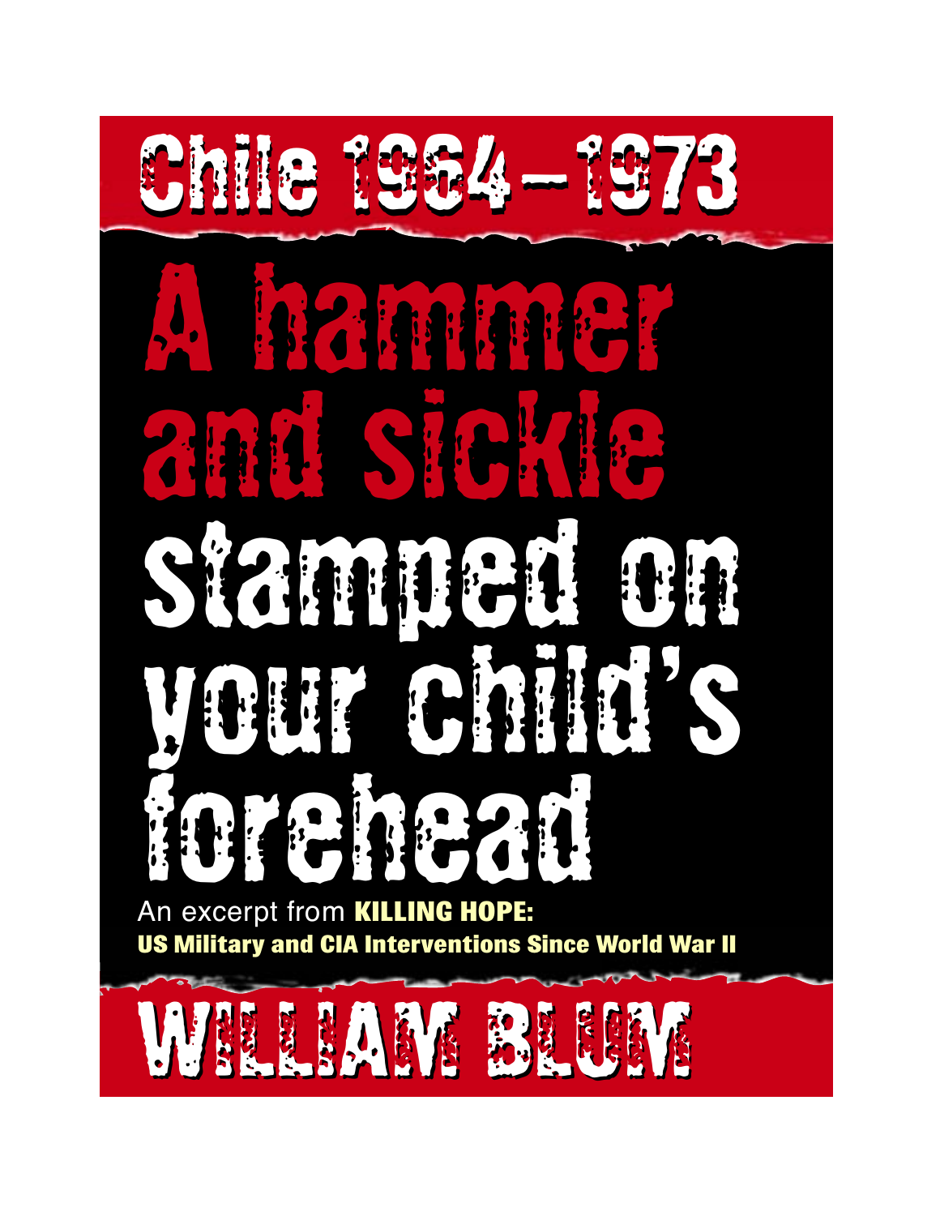# Chile 1964 – 1973

# A hammer and sickle stamped on your child's forehead

An excerpt from **KILLING HOPE:**
**US Military and CIA Interventions Since World War II**

## WILLIAM BLUM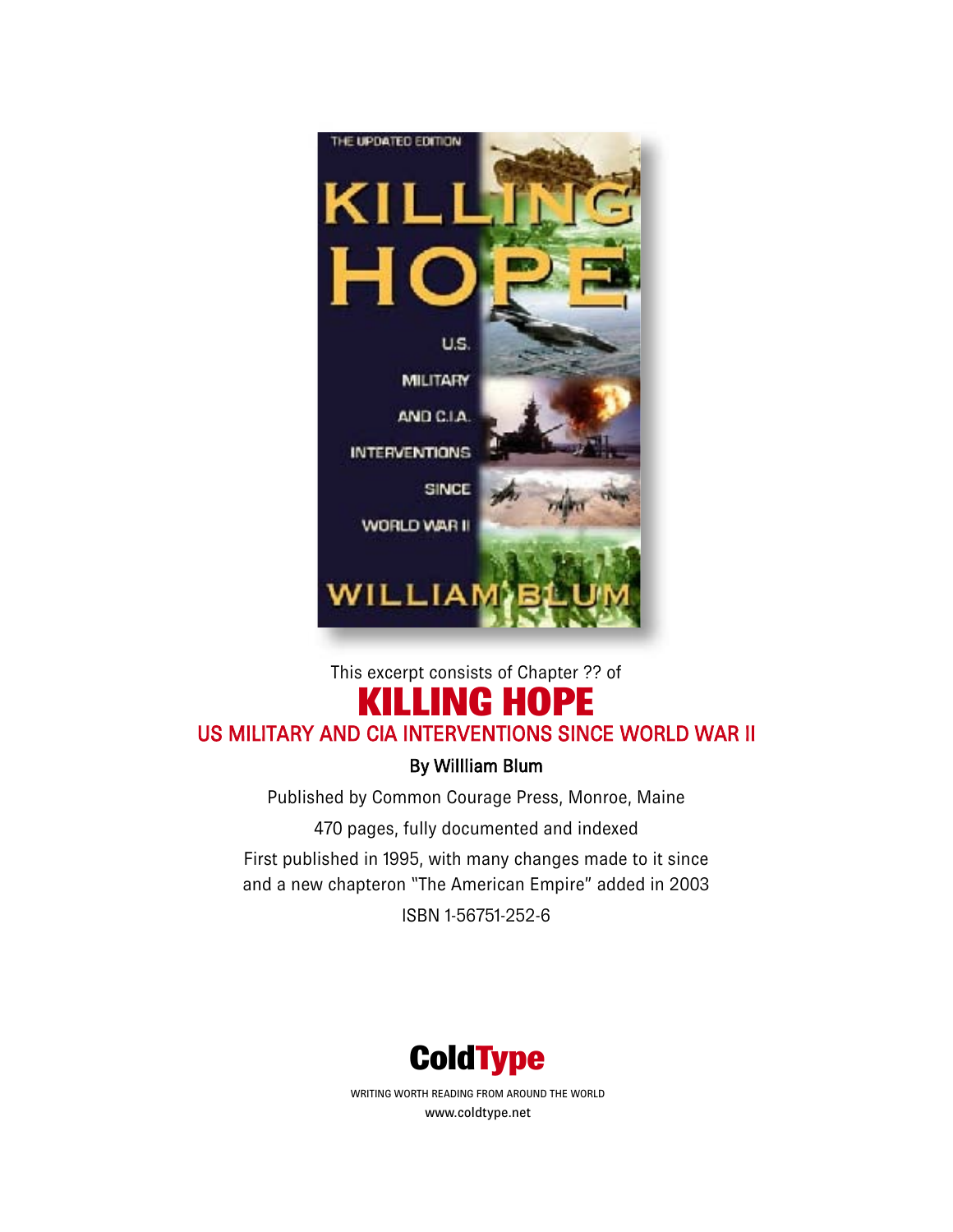This excerpt consists of Chapter ?? of

# KILLING HOPE

## US MILITARY AND CIA INTERVENTIONS SINCE WORLD WAR II

**By Willliam Blum**

Published by Common Courage Press, Monroe, Maine

470 pages, fully documented and indexed

First published in 1995, with many changes made to it since and a new chapteron "The American Empire" added in 2003

ISBN 1-56751-252-6

**ColdType**

WRITING WORTH READING FROM AROUND THE WORLD

www.coldtype.net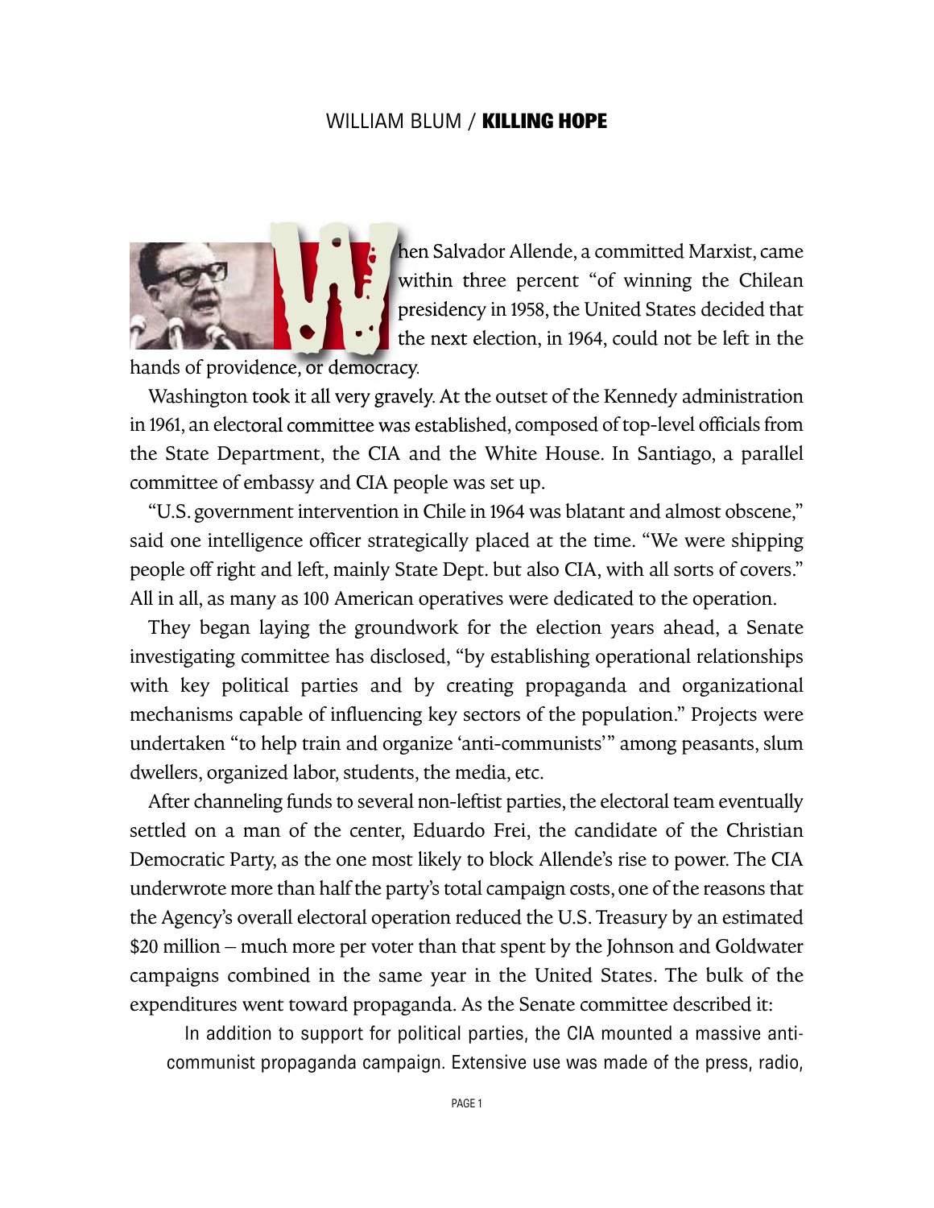When Salvador Allende, a committed Marxist, came within three percent "of winning the Chilean presidency in 1958, the United States decided that the next election, in 1964, could not be left in the hands of providence, or democracy.

Washington took it all very gravely. At the outset of the Kennedy administration in 1961, an electoral committee was established, composed of top-level officials from the State Department, the CIA and the White House. In Santiago, a parallel committee of embassy and CIA people was set up.

"U.S. government intervention in Chile in 1964 was blatant and almost obscene," said one intelligence officer strategically placed at the time. "We were shipping people off right and left, mainly State Dept. but also CIA, with all sorts of covers." All in all, as many as 100 American operatives were dedicated to the operation.

They began laying the groundwork for the election years ahead, a Senate investigating committee has disclosed, "by establishing operational relationships with key political parties and by creating propaganda and organizational mechanisms capable of influencing key sectors of the population." Projects were undertaken "to help train and organize 'anti-communists'" among peasants, slum dwellers, organized labor, students, the media, etc.

After channeling funds to several non-leftist parties, the electoral team eventually settled on a man of the center, Eduardo Frei, the candidate of the Christian Democratic Party, as the one most likely to block Allende's rise to power. The CIA underwrote more than half the party's total campaign costs, one of the reasons that the Agency's overall electoral operation reduced the U.S. Treasury by an estimated $20 million – much more per voter than that spent by the Johnson and Goldwater campaigns combined in the same year in the United States. The bulk of the expenditures went toward propaganda. As the Senate committee described it:

> In addition to support for political parties, the CIA mounted a massive anti-communist propaganda campaign. Extensive use was made of the press, radio,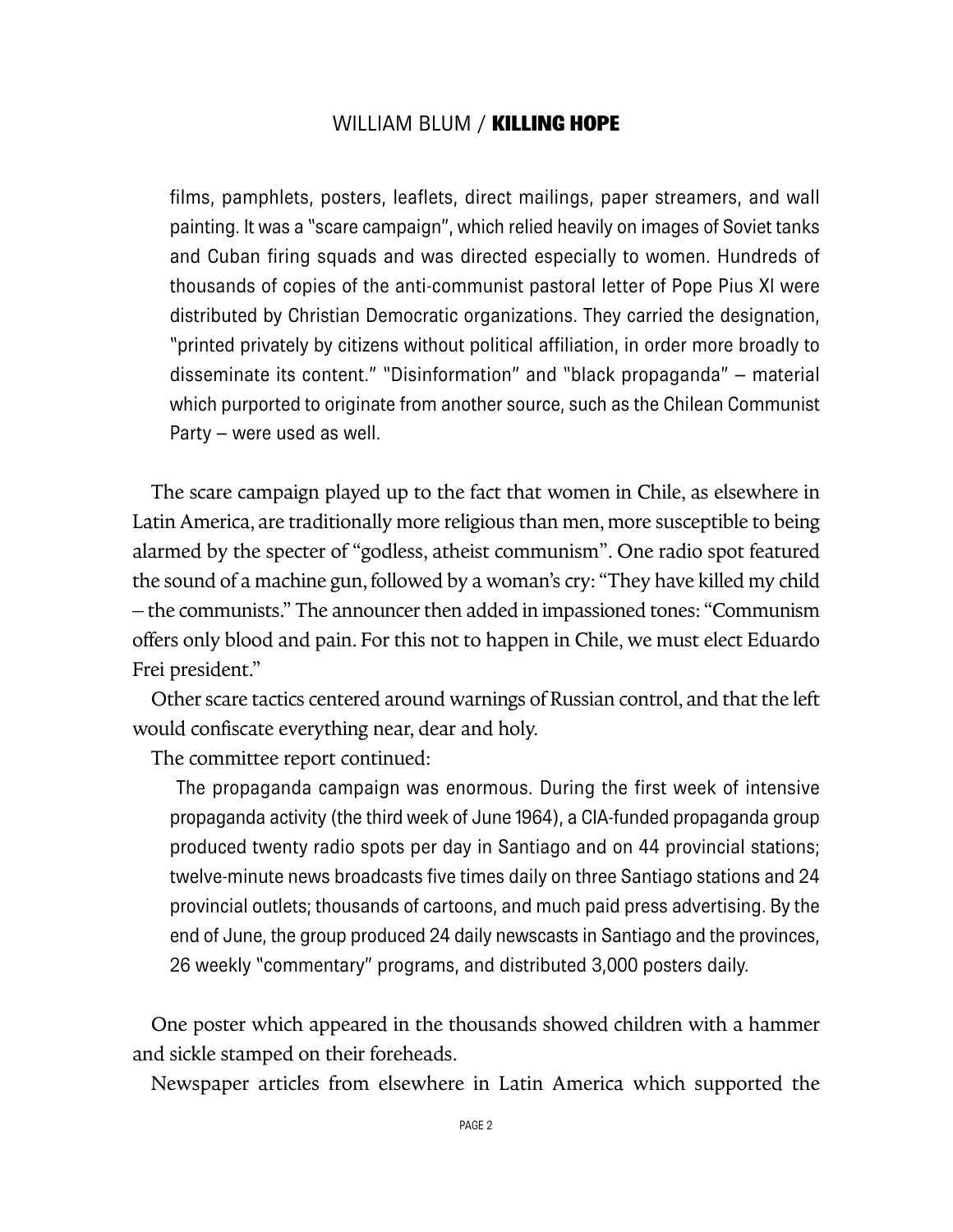> films, pamphlets, posters, leaflets, direct mailings, paper streamers, and wall painting. It was a "scare campaign", which relied heavily on images of Soviet tanks and Cuban firing squads and was directed especially to women. Hundreds of thousands of copies of the anti-communist pastoral letter of Pope Pius XI were distributed by Christian Democratic organizations. They carried the designation, "printed privately by citizens without political affiliation, in order more broadly to disseminate its content." "Disinformation" and "black propaganda" – material which purported to originate from another source, such as the Chilean Communist Party – were used as well.

The scare campaign played up to the fact that women in Chile, as elsewhere in Latin America, are traditionally more religious than men, more susceptible to being alarmed by the specter of "godless, atheist communism". One radio spot featured the sound of a machine gun, followed by a woman's cry: "They have killed my child – the communists." The announcer then added in impassioned tones: "Communism offers only blood and pain. For this not to happen in Chile, we must elect Eduardo Frei president."

Other scare tactics centered around warnings of Russian control, and that the left would confiscate everything near, dear and holy.

The committee report continued:

> The propaganda campaign was enormous. During the first week of intensive propaganda activity (the third week of June 1964), a CIA-funded propaganda group produced twenty radio spots per day in Santiago and on 44 provincial stations; twelve-minute news broadcasts five times daily on three Santiago stations and 24 provincial outlets; thousands of cartoons, and much paid press advertising. By the end of June, the group produced 24 daily newscasts in Santiago and the provinces, 26 weekly "commentary" programs, and distributed 3,000 posters daily.

One poster which appeared in the thousands showed children with a hammer and sickle stamped on their foreheads.

Newspaper articles from elsewhere in Latin America which supported the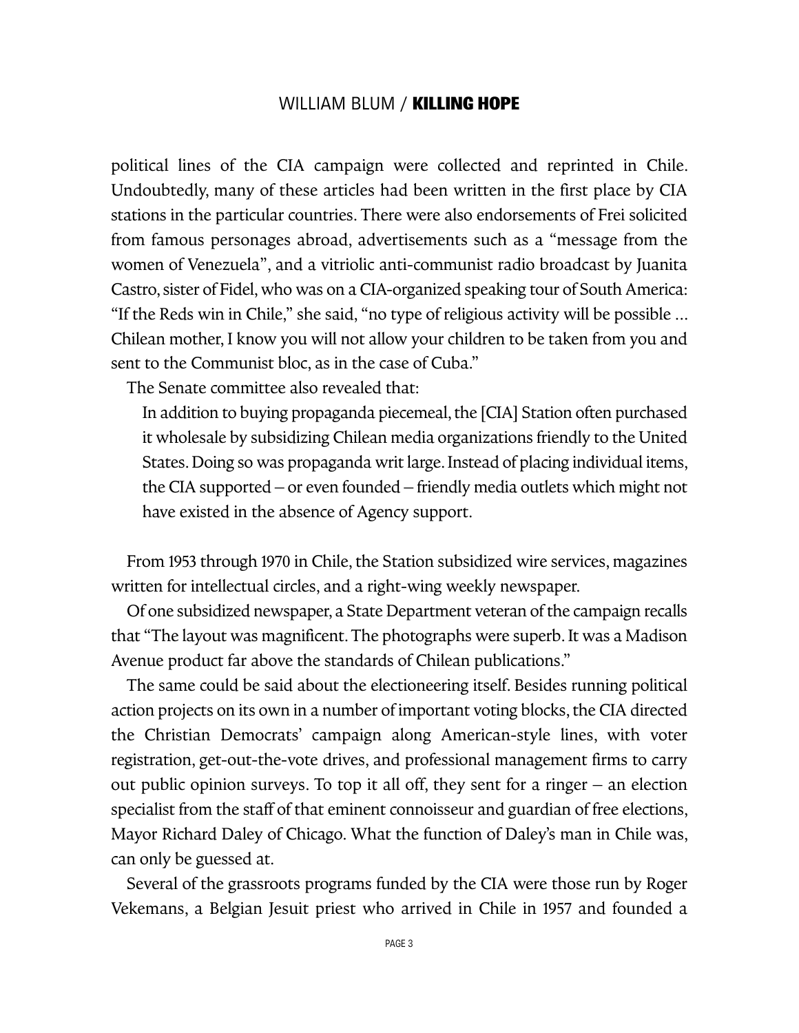political lines of the CIA campaign were collected and reprinted in Chile. Undoubtedly, many of these articles had been written in the first place by CIA stations in the particular countries. There were also endorsements of Frei solicited from famous personages abroad, advertisements such as a "message from the women of Venezuela", and a vitriolic anti-communist radio broadcast by Juanita Castro, sister of Fidel, who was on a CIA-organized speaking tour of South America: "If the Reds win in Chile," she said, "no type of religious activity will be possible ... Chilean mother, I know you will not allow your children to be taken from you and sent to the Communist bloc, as in the case of Cuba."

The Senate committee also revealed that:

> In addition to buying propaganda piecemeal, the [CIA] Station often purchased it wholesale by subsidizing Chilean media organizations friendly to the United States. Doing so was propaganda writ large. Instead of placing individual items, the CIA supported – or even founded – friendly media outlets which might not have existed in the absence of Agency support.

From 1953 through 1970 in Chile, the Station subsidized wire services, magazines written for intellectual circles, and a right-wing weekly newspaper.

Of one subsidized newspaper, a State Department veteran of the campaign recalls that "The layout was magnificent. The photographs were superb. It was a Madison Avenue product far above the standards of Chilean publications."

The same could be said about the electioneering itself. Besides running political action projects on its own in a number of important voting blocks, the CIA directed the Christian Democrats' campaign along American-style lines, with voter registration, get-out-the-vote drives, and professional management firms to carry out public opinion surveys. To top it all off, they sent for a ringer – an election specialist from the staff of that eminent connoisseur and guardian of free elections, Mayor Richard Daley of Chicago. What the function of Daley's man in Chile was, can only be guessed at.

Several of the grassroots programs funded by the CIA were those run by Roger Vekemans, a Belgian Jesuit priest who arrived in Chile in 1957 and founded a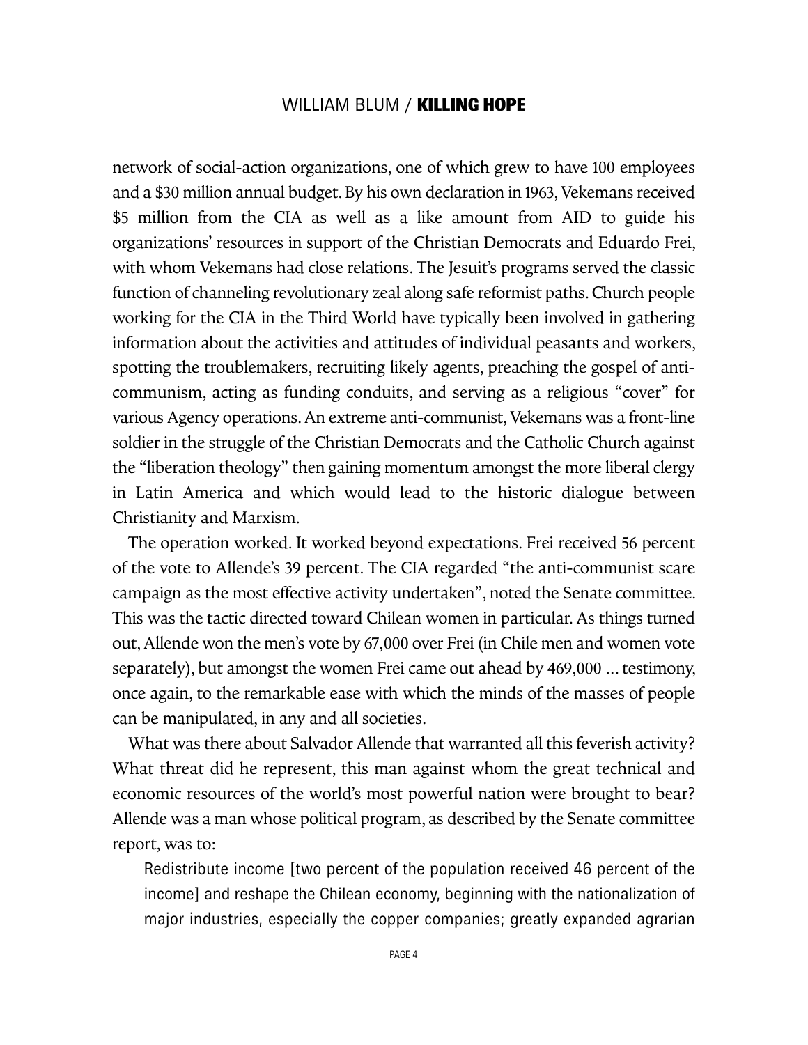network of social-action organizations, one of which grew to have 100 employees and a $30 million annual budget. By his own declaration in 1963, Vekemans received $5 million from the CIA as well as a like amount from AID to guide his organizations' resources in support of the Christian Democrats and Eduardo Frei, with whom Vekemans had close relations. The Jesuit's programs served the classic function of channeling revolutionary zeal along safe reformist paths. Church people working for the CIA in the Third World have typically been involved in gathering information about the activities and attitudes of individual peasants and workers, spotting the troublemakers, recruiting likely agents, preaching the gospel of anti-communism, acting as funding conduits, and serving as a religious "cover" for various Agency operations. An extreme anti-communist, Vekemans was a front-line soldier in the struggle of the Christian Democrats and the Catholic Church against the "liberation theology" then gaining momentum amongst the more liberal clergy in Latin America and which would lead to the historic dialogue between Christianity and Marxism.

The operation worked. It worked beyond expectations. Frei received 56 percent of the vote to Allende's 39 percent. The CIA regarded "the anti-communist scare campaign as the most effective activity undertaken", noted the Senate committee. This was the tactic directed toward Chilean women in particular. As things turned out, Allende won the men's vote by 67,000 over Frei (in Chile men and women vote separately), but amongst the women Frei came out ahead by 469,000 ... testimony, once again, to the remarkable ease with which the minds of the masses of people can be manipulated, in any and all societies.

What was there about Salvador Allende that warranted all this feverish activity? What threat did he represent, this man against whom the great technical and economic resources of the world's most powerful nation were brought to bear? Allende was a man whose political program, as described by the Senate committee report, was to:

> Redistribute income [two percent of the population received 46 percent of the income] and reshape the Chilean economy, beginning with the nationalization of major industries, especially the copper companies; greatly expanded agrarian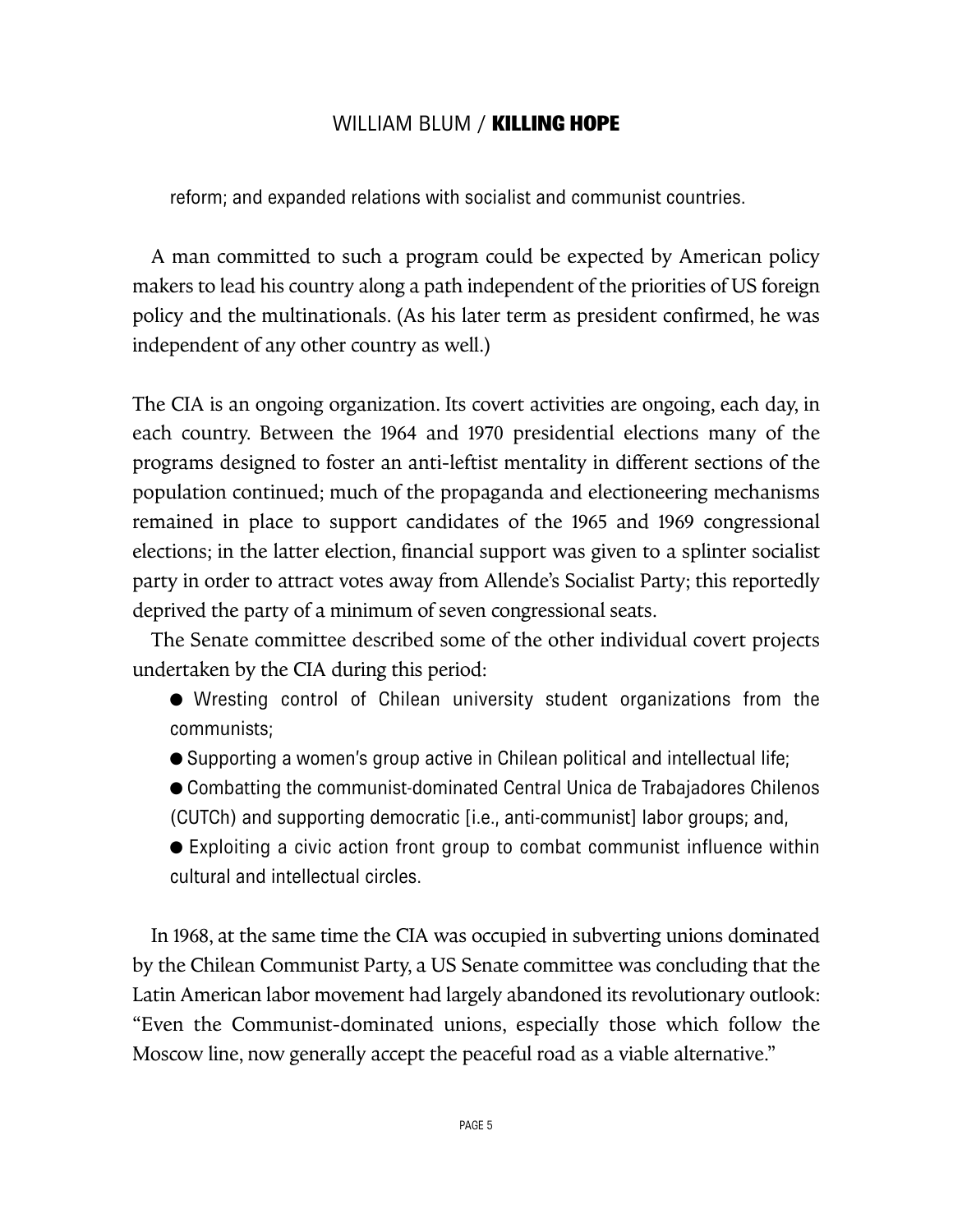reform; and expanded relations with socialist and communist countries.

A man committed to such a program could be expected by American policy makers to lead his country along a path independent of the priorities of US foreign policy and the multinationals. (As his later term as president confirmed, he was independent of any other country as well.)

The CIA is an ongoing organization. Its covert activities are ongoing, each day, in each country. Between the 1964 and 1970 presidential elections many of the programs designed to foster an anti-leftist mentality in different sections of the population continued; much of the propaganda and electioneering mechanisms remained in place to support candidates of the 1965 and 1969 congressional elections; in the latter election, financial support was given to a splinter socialist party in order to attract votes away from Allende's Socialist Party; this reportedly deprived the party of a minimum of seven congressional seats.

The Senate committee described some of the other individual covert projects undertaken by the CIA during this period:

- Wresting control of Chilean university student organizations from the communists;
- Supporting a women's group active in Chilean political and intellectual life;
- Combatting the communist-dominated Central Unica de Trabajadores Chilenos (CUTCh) and supporting democratic [i.e., anti-communist] labor groups; and,
- Exploiting a civic action front group to combat communist influence within cultural and intellectual circles.

In 1968, at the same time the CIA was occupied in subverting unions dominated by the Chilean Communist Party, a US Senate committee was concluding that the Latin American labor movement had largely abandoned its revolutionary outlook: "Even the Communist-dominated unions, especially those which follow the Moscow line, now generally accept the peaceful road as a viable alternative."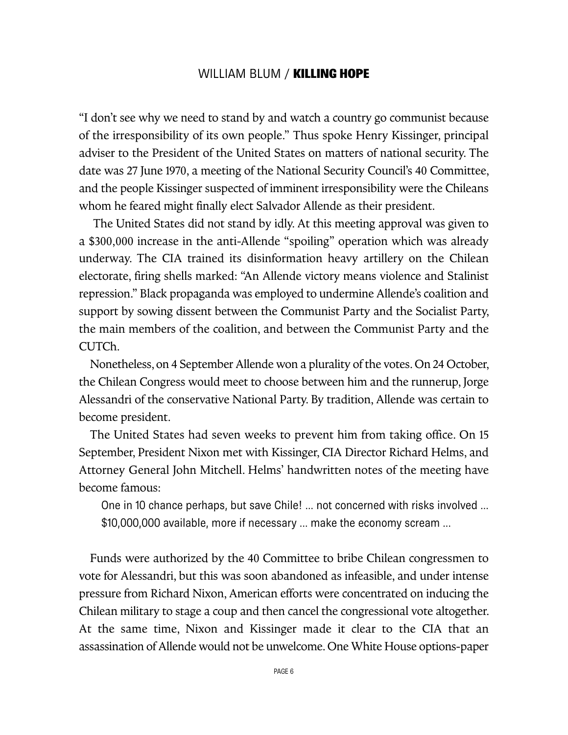"I don't see why we need to stand by and watch a country go communist because of the irresponsibility of its own people." Thus spoke Henry Kissinger, principal adviser to the President of the United States on matters of national security. The date was 27 June 1970, a meeting of the National Security Council's 40 Committee, and the people Kissinger suspected of imminent irresponsibility were the Chileans whom he feared might finally elect Salvador Allende as their president.

The United States did not stand by idly. At this meeting approval was given to a $300,000 increase in the anti-Allende "spoiling" operation which was already underway. The CIA trained its disinformation heavy artillery on the Chilean electorate, firing shells marked: "An Allende victory means violence and Stalinist repression." Black propaganda was employed to undermine Allende's coalition and support by sowing dissent between the Communist Party and the Socialist Party, the main members of the coalition, and between the Communist Party and the CUTCh.

Nonetheless, on 4 September Allende won a plurality of the votes. On 24 October, the Chilean Congress would meet to choose between him and the runnerup, Jorge Alessandri of the conservative National Party. By tradition, Allende was certain to become president.

The United States had seven weeks to prevent him from taking office. On 15 September, President Nixon met with Kissinger, CIA Director Richard Helms, and Attorney General John Mitchell. Helms' handwritten notes of the meeting have become famous:

> One in 10 chance perhaps, but save Chile! ... not concerned with risks involved ... $10,000,000 available, more if necessary ... make the economy scream ...

Funds were authorized by the 40 Committee to bribe Chilean congressmen to vote for Alessandri, but this was soon abandoned as infeasible, and under intense pressure from Richard Nixon, American efforts were concentrated on inducing the Chilean military to stage a coup and then cancel the congressional vote altogether. At the same time, Nixon and Kissinger made it clear to the CIA that an assassination of Allende would not be unwelcome. One White House options-paper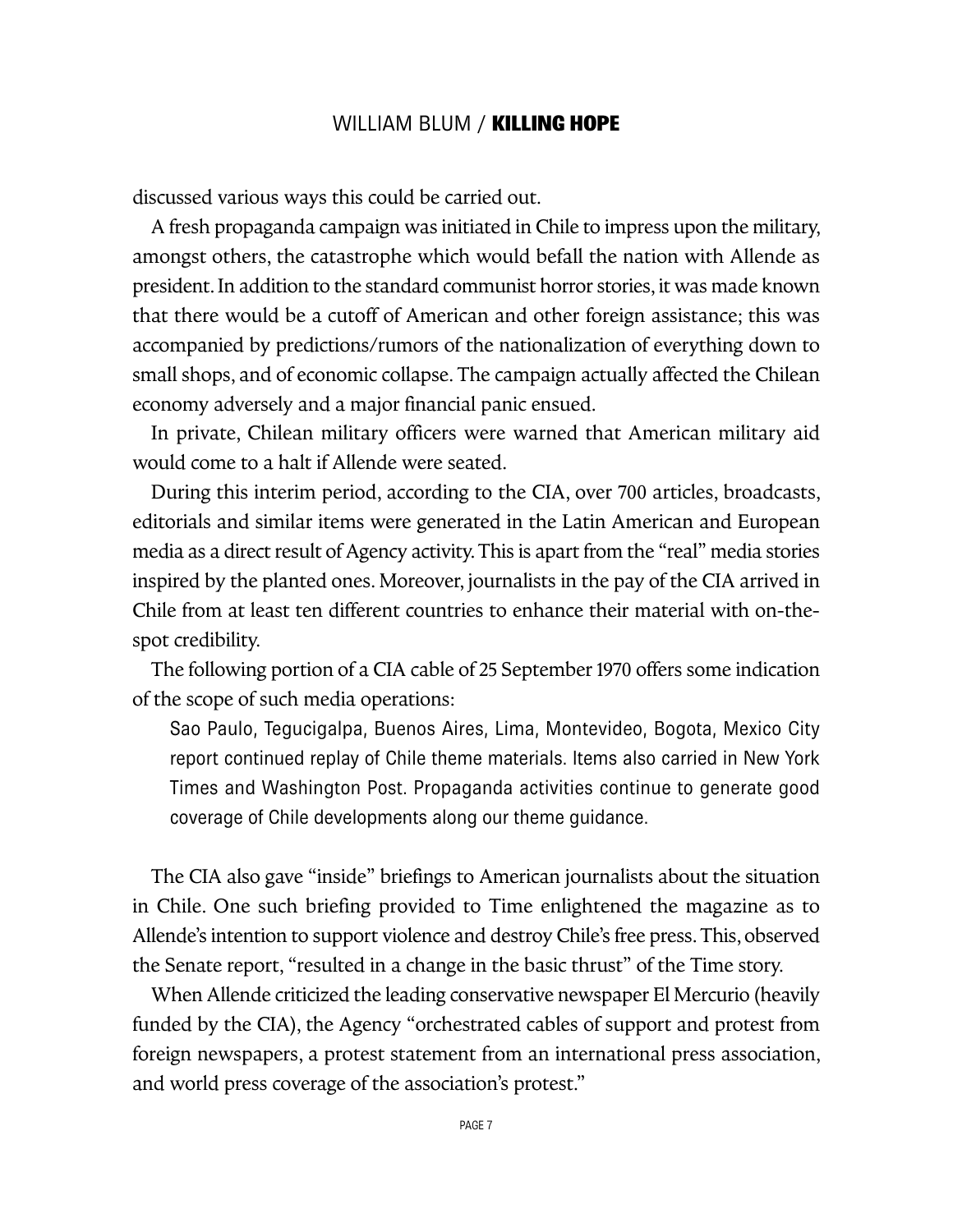discussed various ways this could be carried out.

A fresh propaganda campaign was initiated in Chile to impress upon the military, amongst others, the catastrophe which would befall the nation with Allende as president. In addition to the standard communist horror stories, it was made known that there would be a cutoff of American and other foreign assistance; this was accompanied by predictions/rumors of the nationalization of everything down to small shops, and of economic collapse. The campaign actually affected the Chilean economy adversely and a major financial panic ensued.

In private, Chilean military officers were warned that American military aid would come to a halt if Allende were seated.

During this interim period, according to the CIA, over 700 articles, broadcasts, editorials and similar items were generated in the Latin American and European media as a direct result of Agency activity. This is apart from the "real" media stories inspired by the planted ones. Moreover, journalists in the pay of the CIA arrived in Chile from at least ten different countries to enhance their material with on-the-spot credibility.

The following portion of a CIA cable of 25 September 1970 offers some indication of the scope of such media operations:

> Sao Paulo, Tegucigalpa, Buenos Aires, Lima, Montevideo, Bogota, Mexico City report continued replay of Chile theme materials. Items also carried in New York Times and Washington Post. Propaganda activities continue to generate good coverage of Chile developments along our theme guidance.

The CIA also gave "inside" briefings to American journalists about the situation in Chile. One such briefing provided to Time enlightened the magazine as to Allende's intention to support violence and destroy Chile's free press. This, observed the Senate report, "resulted in a change in the basic thrust" of the Time story.

When Allende criticized the leading conservative newspaper El Mercurio (heavily funded by the CIA), the Agency "orchestrated cables of support and protest from foreign newspapers, a protest statement from an international press association, and world press coverage of the association's protest."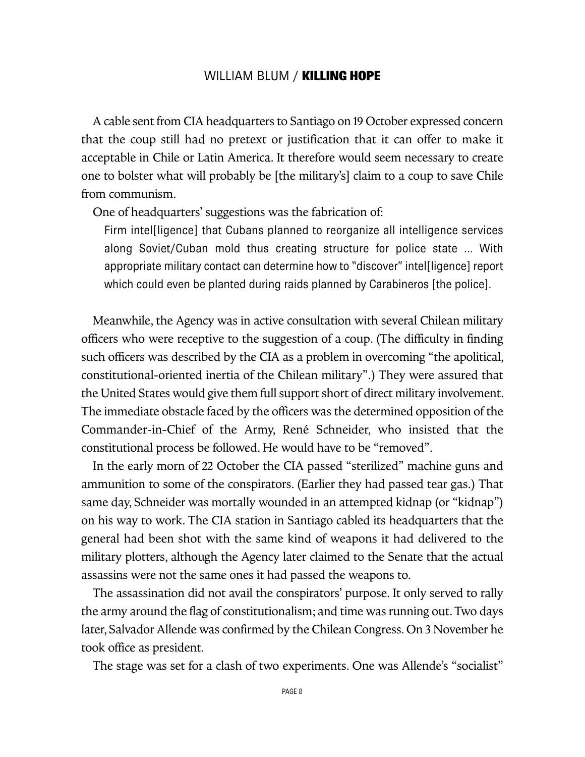A cable sent from CIA headquarters to Santiago on 19 October expressed concern that the coup still had no pretext or justification that it can offer to make it acceptable in Chile or Latin America. It therefore would seem necessary to create one to bolster what will probably be [the military's] claim to a coup to save Chile from communism.

One of headquarters' suggestions was the fabrication of:

> Firm intel[ligence] that Cubans planned to reorganize all intelligence services along Soviet/Cuban mold thus creating structure for police state ... With appropriate military contact can determine how to "discover" intel[ligence] report which could even be planted during raids planned by Carabineros [the police].

Meanwhile, the Agency was in active consultation with several Chilean military officers who were receptive to the suggestion of a coup. (The difficulty in finding such officers was described by the CIA as a problem in overcoming "the apolitical, constitutional-oriented inertia of the Chilean military".) They were assured that the United States would give them full support short of direct military involvement. The immediate obstacle faced by the officers was the determined opposition of the Commander-in-Chief of the Army, René Schneider, who insisted that the constitutional process be followed. He would have to be "removed".

In the early morn of 22 October the CIA passed "sterilized" machine guns and ammunition to some of the conspirators. (Earlier they had passed tear gas.) That same day, Schneider was mortally wounded in an attempted kidnap (or "kidnap") on his way to work. The CIA station in Santiago cabled its headquarters that the general had been shot with the same kind of weapons it had delivered to the military plotters, although the Agency later claimed to the Senate that the actual assassins were not the same ones it had passed the weapons to.

The assassination did not avail the conspirators' purpose. It only served to rally the army around the flag of constitutionalism; and time was running out. Two days later, Salvador Allende was confirmed by the Chilean Congress. On 3 November he took office as president.

The stage was set for a clash of two experiments. One was Allende's "socialist"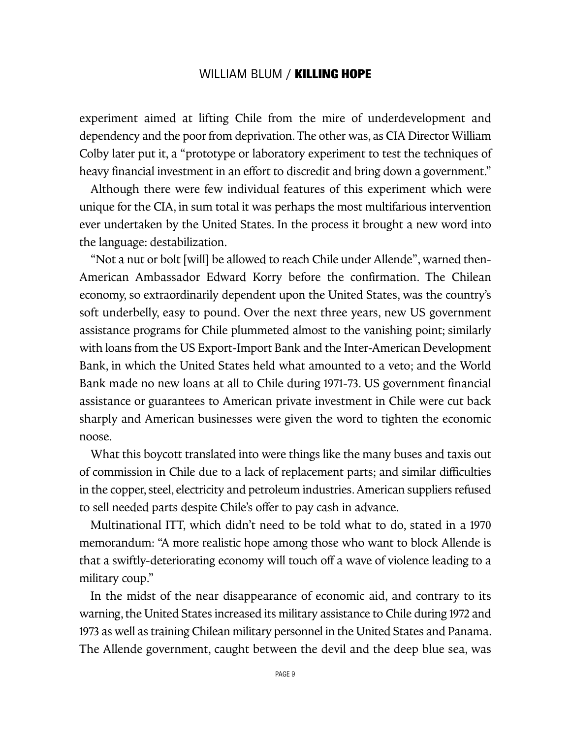experiment aimed at lifting Chile from the mire of underdevelopment and dependency and the poor from deprivation. The other was, as CIA Director William Colby later put it, a "prototype or laboratory experiment to test the techniques of heavy financial investment in an effort to discredit and bring down a government."

Although there were few individual features of this experiment which were unique for the CIA, in sum total it was perhaps the most multifarious intervention ever undertaken by the United States. In the process it brought a new word into the language: destabilization.

"Not a nut or bolt [will] be allowed to reach Chile under Allende", warned then-American Ambassador Edward Korry before the confirmation. The Chilean economy, so extraordinarily dependent upon the United States, was the country's soft underbelly, easy to pound. Over the next three years, new US government assistance programs for Chile plummeted almost to the vanishing point; similarly with loans from the US Export-Import Bank and the Inter-American Development Bank, in which the United States held what amounted to a veto; and the World Bank made no new loans at all to Chile during 1971-73. US government financial assistance or guarantees to American private investment in Chile were cut back sharply and American businesses were given the word to tighten the economic noose.

What this boycott translated into were things like the many buses and taxis out of commission in Chile due to a lack of replacement parts; and similar difficulties in the copper, steel, electricity and petroleum industries. American suppliers refused to sell needed parts despite Chile's offer to pay cash in advance.

Multinational ITT, which didn't need to be told what to do, stated in a 1970 memorandum: "A more realistic hope among those who want to block Allende is that a swiftly-deteriorating economy will touch off a wave of violence leading to a military coup."

In the midst of the near disappearance of economic aid, and contrary to its warning, the United States increased its military assistance to Chile during 1972 and 1973 as well as training Chilean military personnel in the United States and Panama. The Allende government, caught between the devil and the deep blue sea, was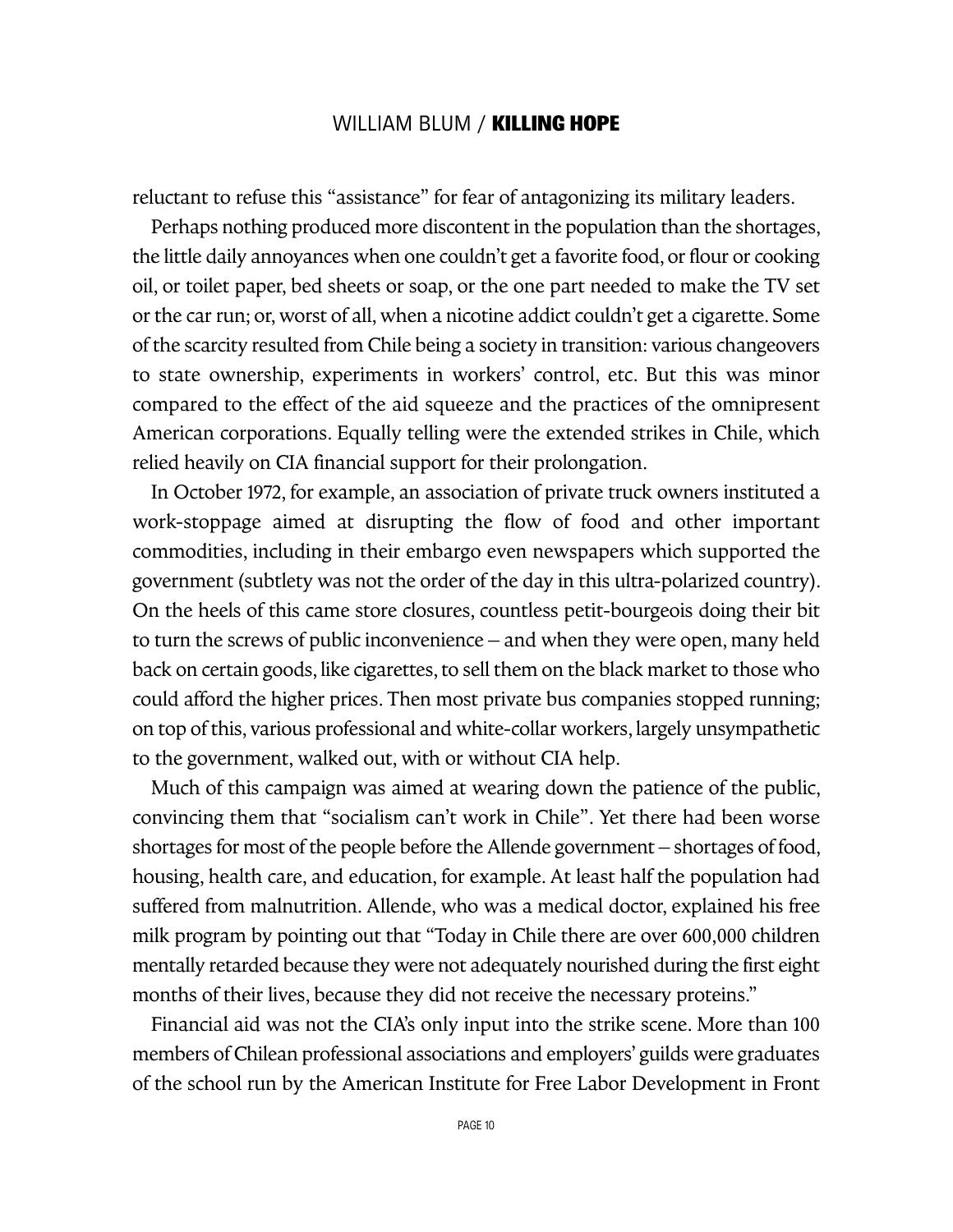reluctant to refuse this "assistance" for fear of antagonizing its military leaders.

Perhaps nothing produced more discontent in the population than the shortages, the little daily annoyances when one couldn't get a favorite food, or flour or cooking oil, or toilet paper, bed sheets or soap, or the one part needed to make the TV set or the car run; or, worst of all, when a nicotine addict couldn't get a cigarette. Some of the scarcity resulted from Chile being a society in transition: various changeovers to state ownership, experiments in workers' control, etc. But this was minor compared to the effect of the aid squeeze and the practices of the omnipresent American corporations. Equally telling were the extended strikes in Chile, which relied heavily on CIA financial support for their prolongation.

In October 1972, for example, an association of private truck owners instituted a work-stoppage aimed at disrupting the flow of food and other important commodities, including in their embargo even newspapers which supported the government (subtlety was not the order of the day in this ultra-polarized country). On the heels of this came store closures, countless petit-bourgeois doing their bit to turn the screws of public inconvenience – and when they were open, many held back on certain goods, like cigarettes, to sell them on the black market to those who could afford the higher prices. Then most private bus companies stopped running; on top of this, various professional and white-collar workers, largely unsympathetic to the government, walked out, with or without CIA help.

Much of this campaign was aimed at wearing down the patience of the public, convincing them that "socialism can't work in Chile". Yet there had been worse shortages for most of the people before the Allende government – shortages of food, housing, health care, and education, for example. At least half the population had suffered from malnutrition. Allende, who was a medical doctor, explained his free milk program by pointing out that "Today in Chile there are over 600,000 children mentally retarded because they were not adequately nourished during the first eight months of their lives, because they did not receive the necessary proteins."

Financial aid was not the CIA's only input into the strike scene. More than 100 members of Chilean professional associations and employers' guilds were graduates of the school run by the American Institute for Free Labor Development in Front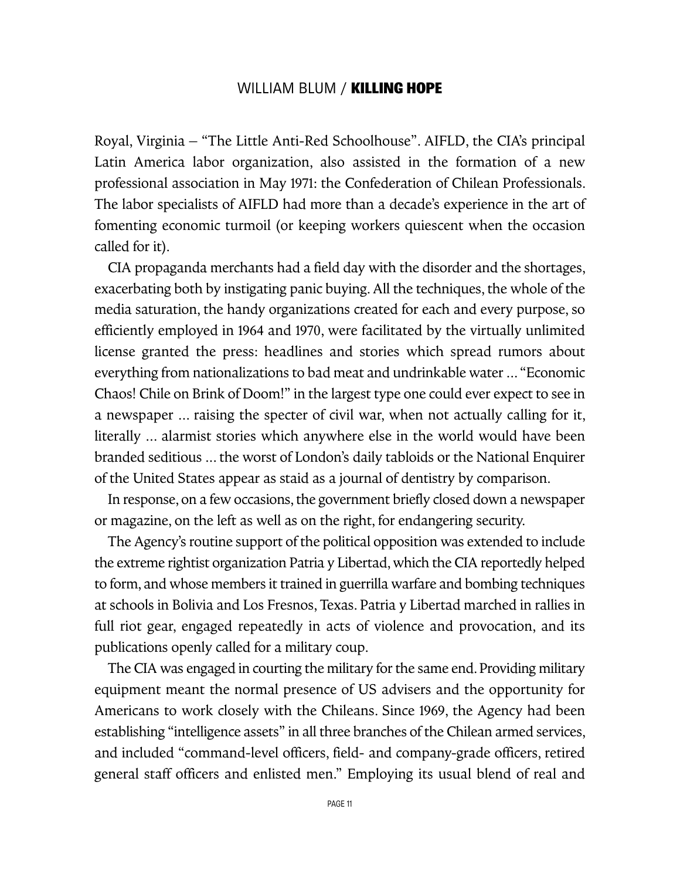Royal, Virginia – "The Little Anti-Red Schoolhouse". AIFLD, the CIA's principal Latin America labor organization, also assisted in the formation of a new professional association in May 1971: the Confederation of Chilean Professionals. The labor specialists of AIFLD had more than a decade's experience in the art of fomenting economic turmoil (or keeping workers quiescent when the occasion called for it).

CIA propaganda merchants had a field day with the disorder and the shortages, exacerbating both by instigating panic buying. All the techniques, the whole of the media saturation, the handy organizations created for each and every purpose, so efficiently employed in 1964 and 1970, were facilitated by the virtually unlimited license granted the press: headlines and stories which spread rumors about everything from nationalizations to bad meat and undrinkable water ... "Economic Chaos! Chile on Brink of Doom!" in the largest type one could ever expect to see in a newspaper ... raising the specter of civil war, when not actually calling for it, literally ... alarmist stories which anywhere else in the world would have been branded seditious ... the worst of London's daily tabloids or the National Enquirer of the United States appear as staid as a journal of dentistry by comparison.

In response, on a few occasions, the government briefly closed down a newspaper or magazine, on the left as well as on the right, for endangering security.

The Agency's routine support of the political opposition was extended to include the extreme rightist organization Patria y Libertad, which the CIA reportedly helped to form, and whose members it trained in guerrilla warfare and bombing techniques at schools in Bolivia and Los Fresnos, Texas. Patria y Libertad marched in rallies in full riot gear, engaged repeatedly in acts of violence and provocation, and its publications openly called for a military coup.

The CIA was engaged in courting the military for the same end. Providing military equipment meant the normal presence of US advisers and the opportunity for Americans to work closely with the Chileans. Since 1969, the Agency had been establishing "intelligence assets" in all three branches of the Chilean armed services, and included "command-level officers, field- and company-grade officers, retired general staff officers and enlisted men." Employing its usual blend of real and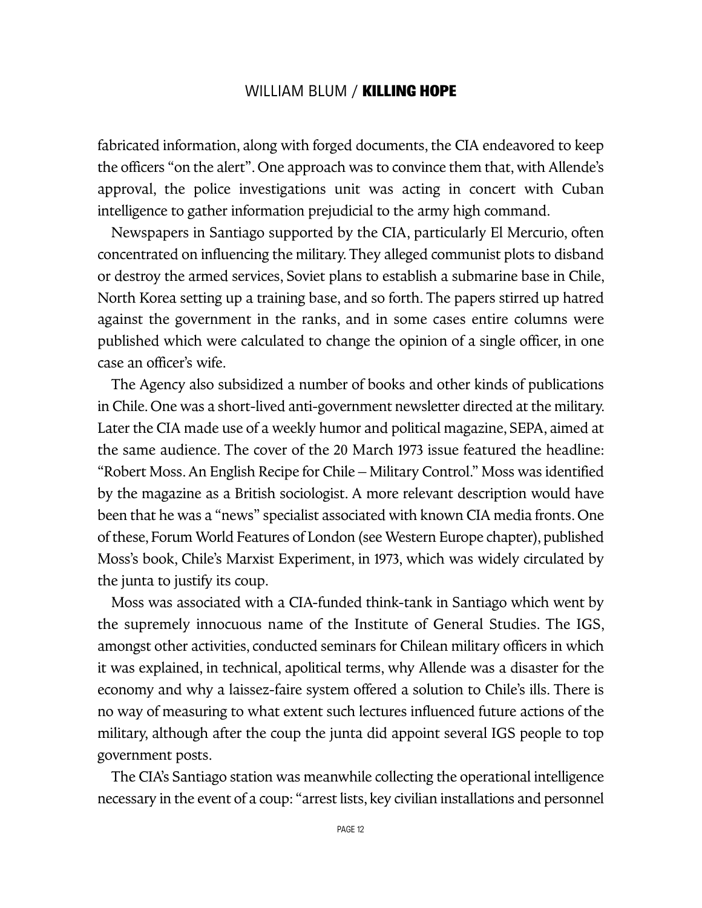fabricated information, along with forged documents, the CIA endeavored to keep the officers "on the alert". One approach was to convince them that, with Allende's approval, the police investigations unit was acting in concert with Cuban intelligence to gather information prejudicial to the army high command.

Newspapers in Santiago supported by the CIA, particularly El Mercurio, often concentrated on influencing the military. They alleged communist plots to disband or destroy the armed services, Soviet plans to establish a submarine base in Chile, North Korea setting up a training base, and so forth. The papers stirred up hatred against the government in the ranks, and in some cases entire columns were published which were calculated to change the opinion of a single officer, in one case an officer's wife.

The Agency also subsidized a number of books and other kinds of publications in Chile. One was a short-lived anti-government newsletter directed at the military. Later the CIA made use of a weekly humor and political magazine, SEPA, aimed at the same audience. The cover of the 20 March 1973 issue featured the headline: "Robert Moss. An English Recipe for Chile – Military Control." Moss was identified by the magazine as a British sociologist. A more relevant description would have been that he was a "news" specialist associated with known CIA media fronts. One of these, Forum World Features of London (see Western Europe chapter), published Moss's book, Chile's Marxist Experiment, in 1973, which was widely circulated by the junta to justify its coup.

Moss was associated with a CIA-funded think-tank in Santiago which went by the supremely innocuous name of the Institute of General Studies. The IGS, amongst other activities, conducted seminars for Chilean military officers in which it was explained, in technical, apolitical terms, why Allende was a disaster for the economy and why a laissez-faire system offered a solution to Chile's ills. There is no way of measuring to what extent such lectures influenced future actions of the military, although after the coup the junta did appoint several IGS people to top government posts.

The CIA's Santiago station was meanwhile collecting the operational intelligence necessary in the event of a coup: "arrest lists, key civilian installations and personnel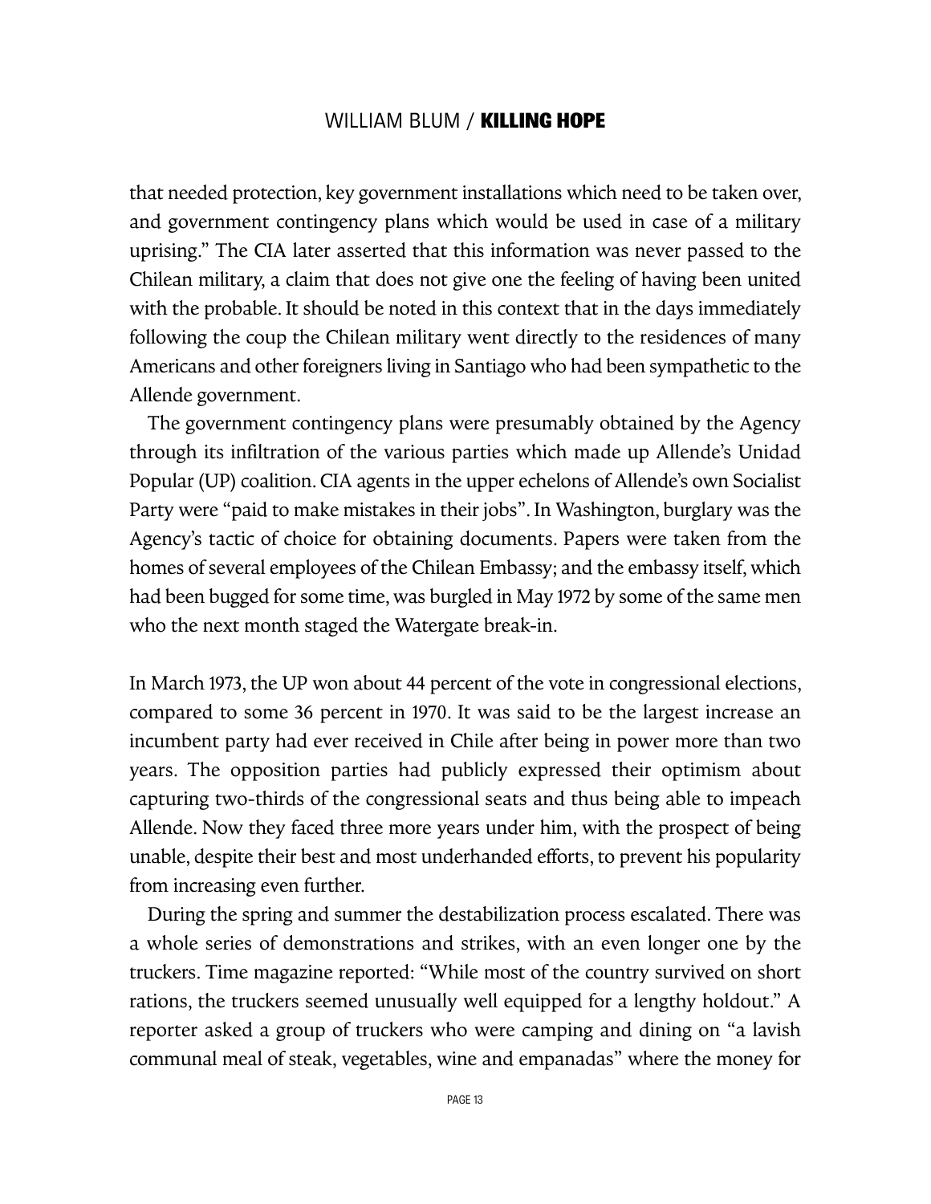that needed protection, key government installations which need to be taken over, and government contingency plans which would be used in case of a military uprising." The CIA later asserted that this information was never passed to the Chilean military, a claim that does not give one the feeling of having been united with the probable. It should be noted in this context that in the days immediately following the coup the Chilean military went directly to the residences of many Americans and other foreigners living in Santiago who had been sympathetic to the Allende government.

The government contingency plans were presumably obtained by the Agency through its infiltration of the various parties which made up Allende's Unidad Popular (UP) coalition. CIA agents in the upper echelons of Allende's own Socialist Party were "paid to make mistakes in their jobs". In Washington, burglary was the Agency's tactic of choice for obtaining documents. Papers were taken from the homes of several employees of the Chilean Embassy; and the embassy itself, which had been bugged for some time, was burgled in May 1972 by some of the same men who the next month staged the Watergate break-in.

In March 1973, the UP won about 44 percent of the vote in congressional elections, compared to some 36 percent in 1970. It was said to be the largest increase an incumbent party had ever received in Chile after being in power more than two years. The opposition parties had publicly expressed their optimism about capturing two-thirds of the congressional seats and thus being able to impeach Allende. Now they faced three more years under him, with the prospect of being unable, despite their best and most underhanded efforts, to prevent his popularity from increasing even further.

During the spring and summer the destabilization process escalated. There was a whole series of demonstrations and strikes, with an even longer one by the truckers. Time magazine reported: "While most of the country survived on short rations, the truckers seemed unusually well equipped for a lengthy holdout." A reporter asked a group of truckers who were camping and dining on "a lavish communal meal of steak, vegetables, wine and empanadas" where the money for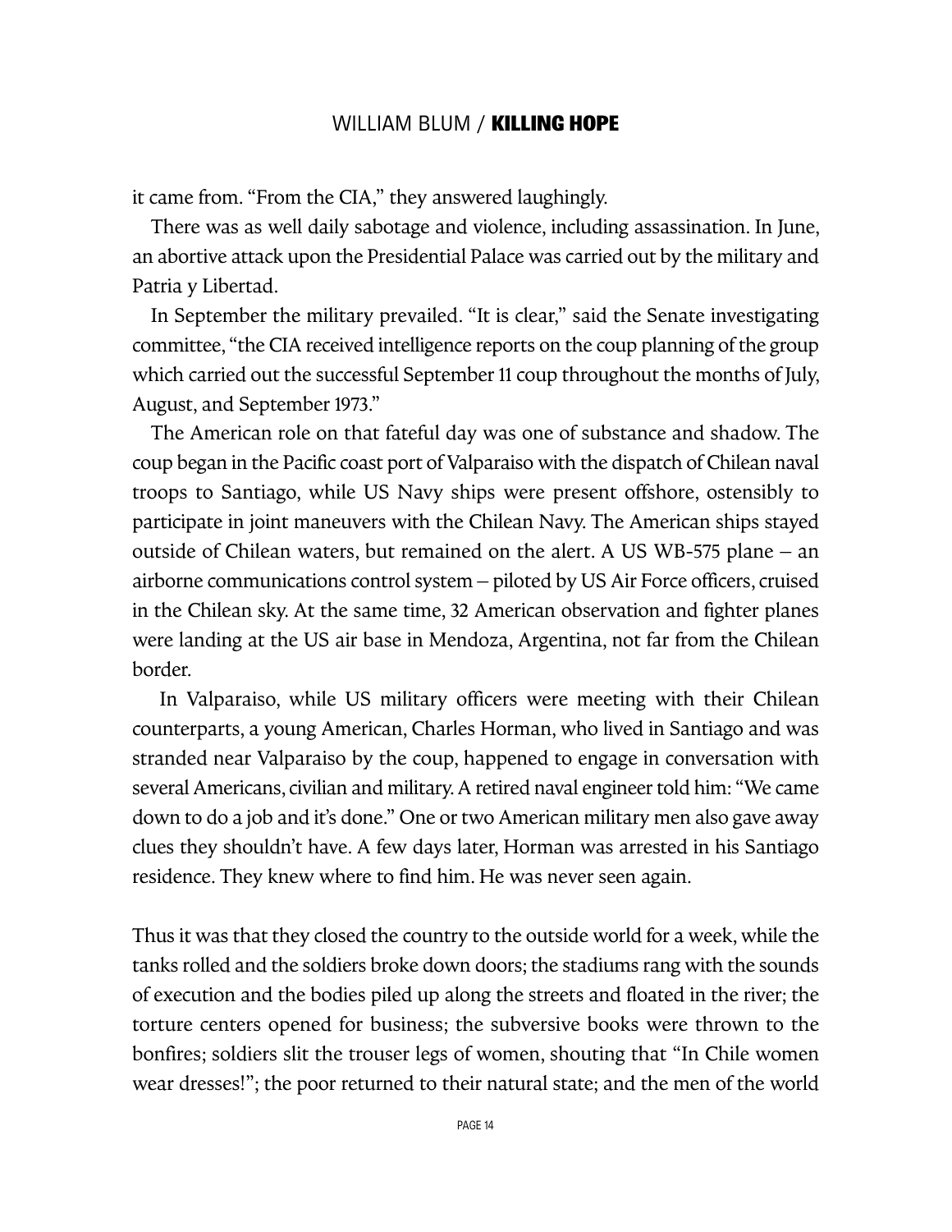it came from. "From the CIA," they answered laughingly.

There was as well daily sabotage and violence, including assassination. In June, an abortive attack upon the Presidential Palace was carried out by the military and Patria y Libertad.

In September the military prevailed. "It is clear," said the Senate investigating committee, "the CIA received intelligence reports on the coup planning of the group which carried out the successful September 11 coup throughout the months of July, August, and September 1973."

The American role on that fateful day was one of substance and shadow. The coup began in the Pacific coast port of Valparaiso with the dispatch of Chilean naval troops to Santiago, while US Navy ships were present offshore, ostensibly to participate in joint maneuvers with the Chilean Navy. The American ships stayed outside of Chilean waters, but remained on the alert. A US WB-575 plane – an airborne communications control system – piloted by US Air Force officers, cruised in the Chilean sky. At the same time, 32 American observation and fighter planes were landing at the US air base in Mendoza, Argentina, not far from the Chilean border.

In Valparaiso, while US military officers were meeting with their Chilean counterparts, a young American, Charles Horman, who lived in Santiago and was stranded near Valparaiso by the coup, happened to engage in conversation with several Americans, civilian and military. A retired naval engineer told him: "We came down to do a job and it's done." One or two American military men also gave away clues they shouldn't have. A few days later, Horman was arrested in his Santiago residence. They knew where to find him. He was never seen again.

Thus it was that they closed the country to the outside world for a week, while the tanks rolled and the soldiers broke down doors; the stadiums rang with the sounds of execution and the bodies piled up along the streets and floated in the river; the torture centers opened for business; the subversive books were thrown to the bonfires; soldiers slit the trouser legs of women, shouting that "In Chile women wear dresses!"; the poor returned to their natural state; and the men of the world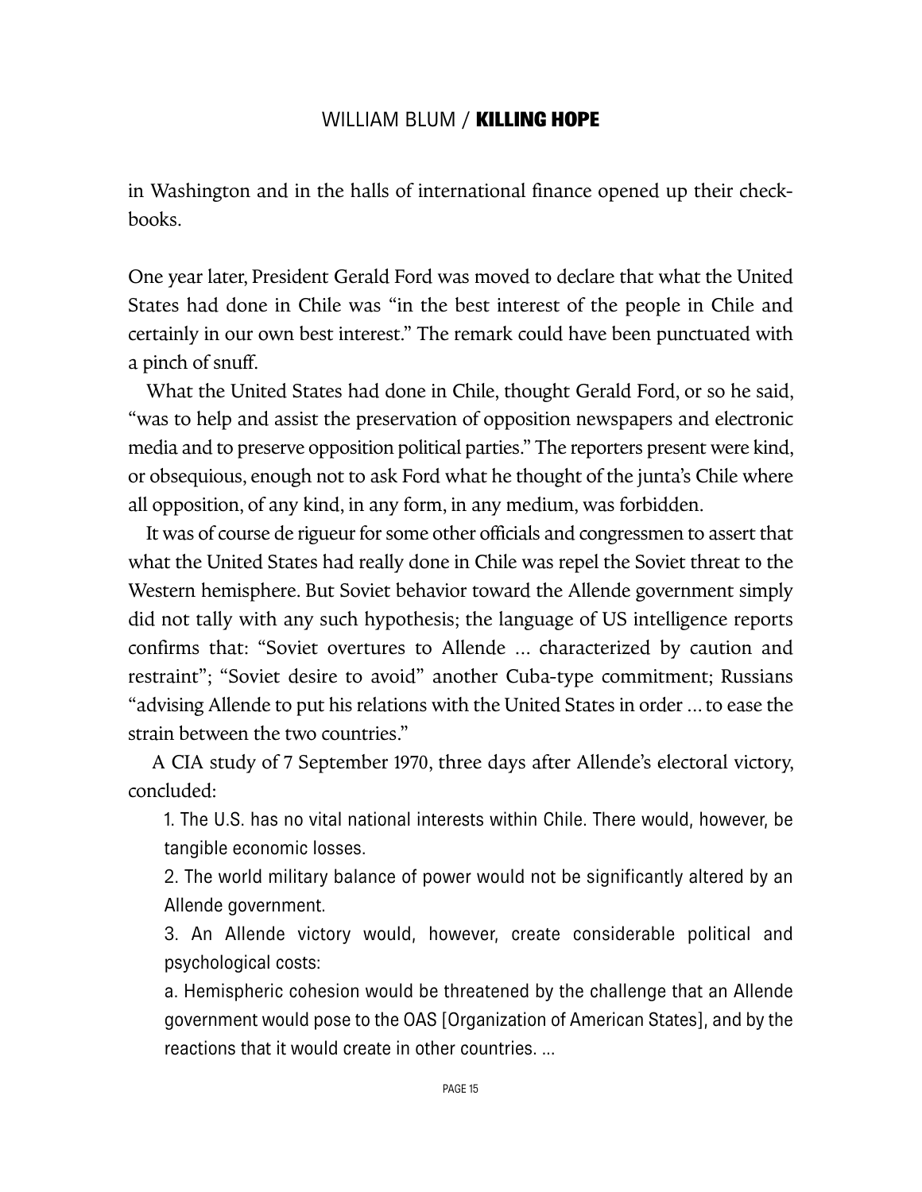in Washington and in the halls of international finance opened up their checkbooks.

One year later, President Gerald Ford was moved to declare that what the United States had done in Chile was "in the best interest of the people in Chile and certainly in our own best interest." The remark could have been punctuated with a pinch of snuff.

What the United States had done in Chile, thought Gerald Ford, or so he said, "was to help and assist the preservation of opposition newspapers and electronic media and to preserve opposition political parties." The reporters present were kind, or obsequious, enough not to ask Ford what he thought of the junta's Chile where all opposition, of any kind, in any form, in any medium, was forbidden.

It was of course de rigueur for some other officials and congressmen to assert that what the United States had really done in Chile was repel the Soviet threat to the Western hemisphere. But Soviet behavior toward the Allende government simply did not tally with any such hypothesis; the language of US intelligence reports confirms that: "Soviet overtures to Allende ... characterized by caution and restraint"; "Soviet desire to avoid" another Cuba-type commitment; Russians "advising Allende to put his relations with the United States in order ... to ease the strain between the two countries."

A CIA study of 7 September 1970, three days after Allende's electoral victory, concluded:

> 1. The U.S. has no vital national interests within Chile. There would, however, be tangible economic losses.
>
> 2. The world military balance of power would not be significantly altered by an Allende government.
>
> 3. An Allende victory would, however, create considerable political and psychological costs:
>
> a. Hemispheric cohesion would be threatened by the challenge that an Allende government would pose to the OAS [Organization of American States], and by the reactions that it would create in other countries. ...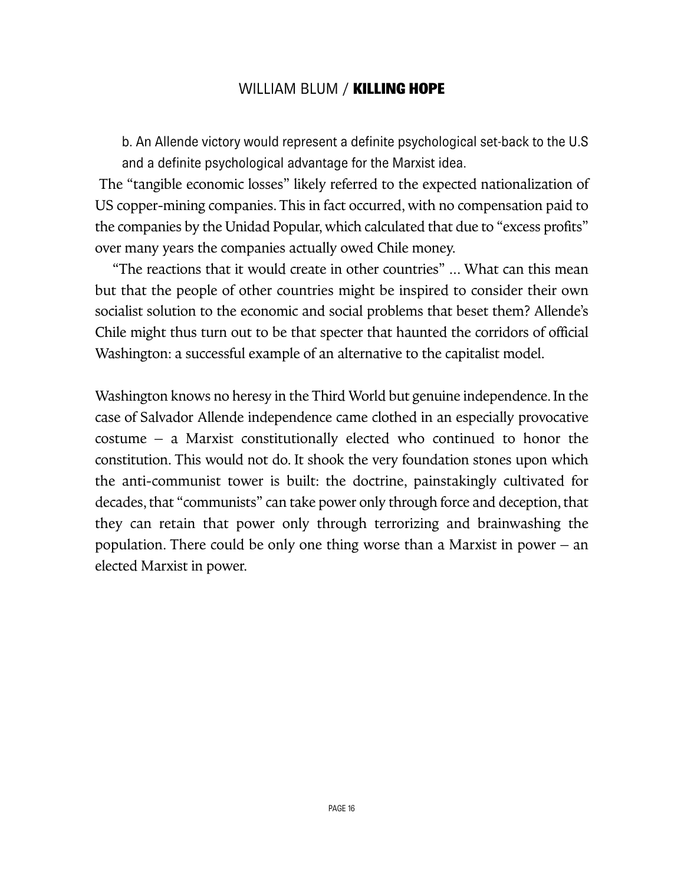> b. An Allende victory would represent a definite psychological set-back to the U.S and a definite psychological advantage for the Marxist idea.

The "tangible economic losses" likely referred to the expected nationalization of US copper-mining companies. This in fact occurred, with no compensation paid to the companies by the Unidad Popular, which calculated that due to "excess profits" over many years the companies actually owed Chile money.

"The reactions that it would create in other countries" ... What can this mean but that the people of other countries might be inspired to consider their own socialist solution to the economic and social problems that beset them? Allende's Chile might thus turn out to be that specter that haunted the corridors of official Washington: a successful example of an alternative to the capitalist model.

Washington knows no heresy in the Third World but genuine independence. In the case of Salvador Allende independence came clothed in an especially provocative costume – a Marxist constitutionally elected who continued to honor the constitution. This would not do. It shook the very foundation stones upon which the anti-communist tower is built: the doctrine, painstakingly cultivated for decades, that "communists" can take power only through force and deception, that they can retain that power only through terrorizing and brainwashing the population. There could be only one thing worse than a Marxist in power – an elected Marxist in power.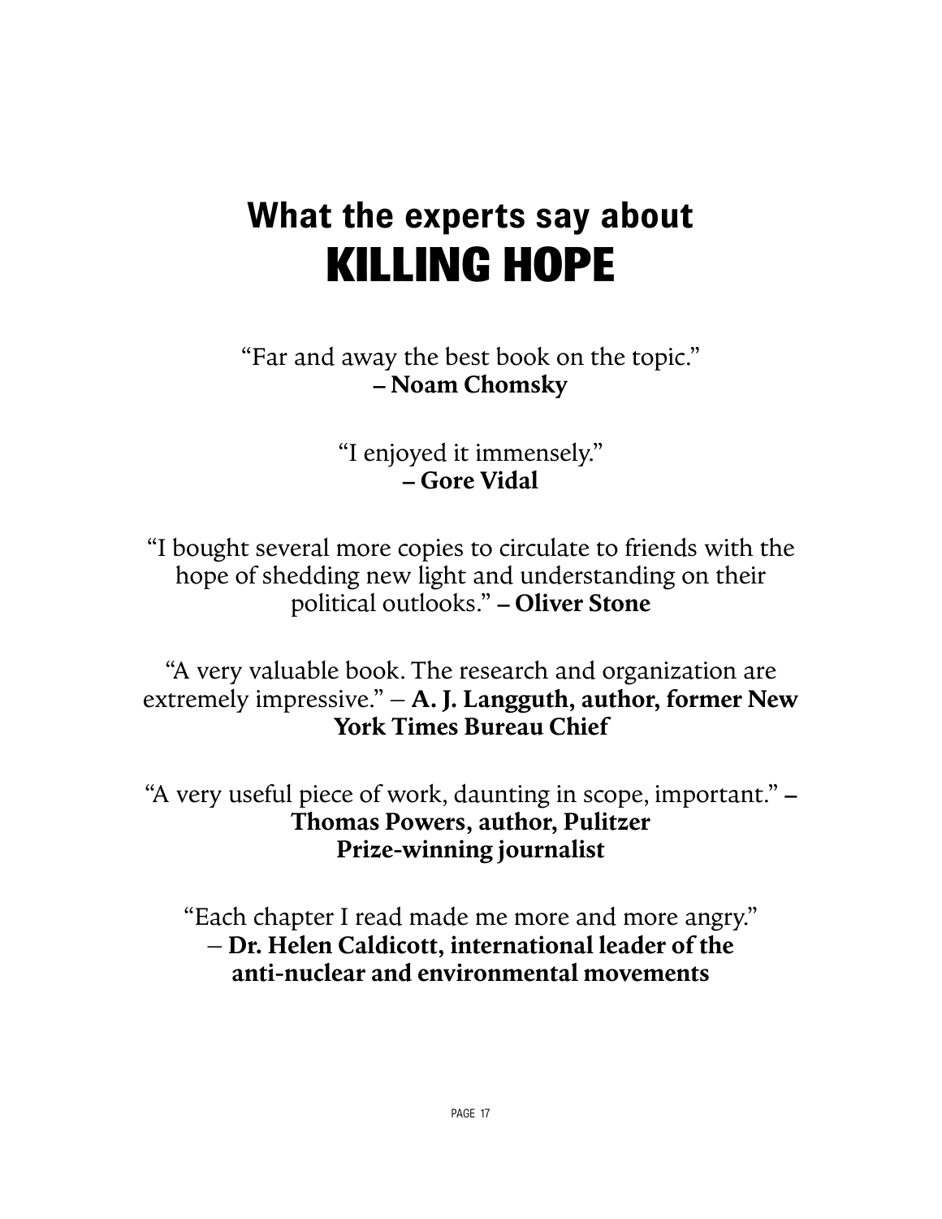# What the experts say about KILLING HOPE

“Far and away the best book on the topic.”
**– Noam Chomsky**

“I enjoyed it immensely.”
**– Gore Vidal**

“I bought several more copies to circulate to friends with the hope of shedding new light and understanding on their political outlooks.” **– Oliver Stone**

“A very valuable book. The research and organization are extremely impressive.” – **A. J. Langguth, author, former New York Times Bureau Chief**

“A very useful piece of work, daunting in scope, important.” **– Thomas Powers, author, Pulitzer Prize-winning journalist**

“Each chapter I read made me more and more angry.”
– **Dr. Helen Caldicott, international leader of the anti-nuclear and environmental movements**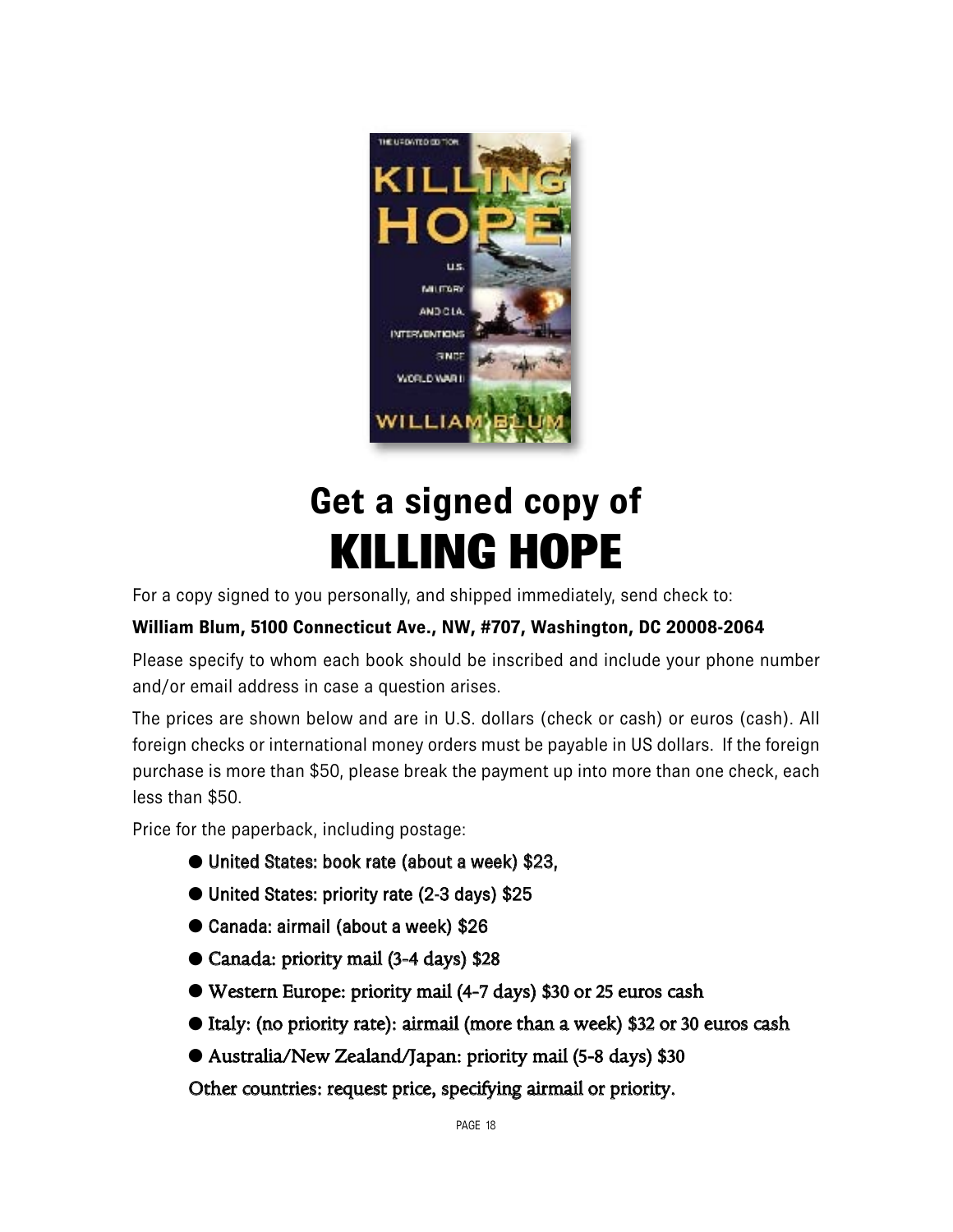# Get a signed copy of

# KILLING HOPE

For a copy signed to you personally, and shipped immediately, send check to:

**William Blum, 5100 Connecticut Ave., NW, #707, Washington, DC 20008-2064**

Please specify to whom each book should be inscribed and include your phone number and/or email address in case a question arises.

The prices are shown below and are in U.S. dollars (check or cash) or euros (cash). All foreign checks or international money orders must be payable in US dollars. If the foreign purchase is more than $50, please break the payment up into more than one check, each less than $50.

Price for the paperback, including postage:

- United States: book rate (about a week) $23,
- United States: priority rate (2-3 days) $25
- Canada: airmail (about a week) $26
- Canada: priority mail (3-4 days) $28
- Western Europe: priority mail (4-7 days) $30 or 25 euros cash
- Italy: (no priority rate): airmail (more than a week) $32 or 30 euros cash
- Australia/New Zealand/Japan: priority mail (5-8 days) $30

Other countries: request price, specifying airmail or priority.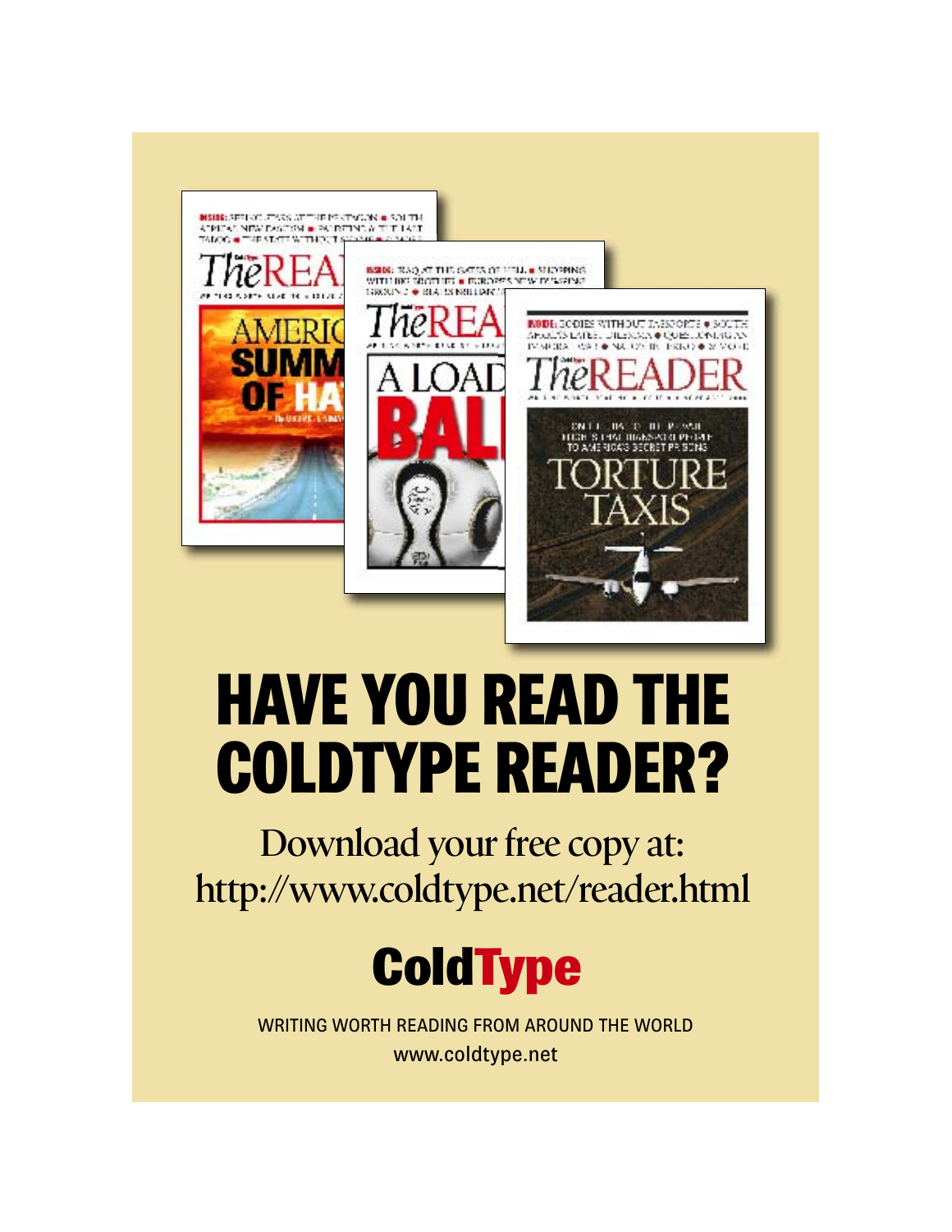# HAVE YOU READ THE COLDTYPE READER?

Download your free copy at:
http://www.coldtype.net/reader.html

**ColdType**

WRITING WORTH READING FROM AROUND THE WORLD
www.coldtype.net